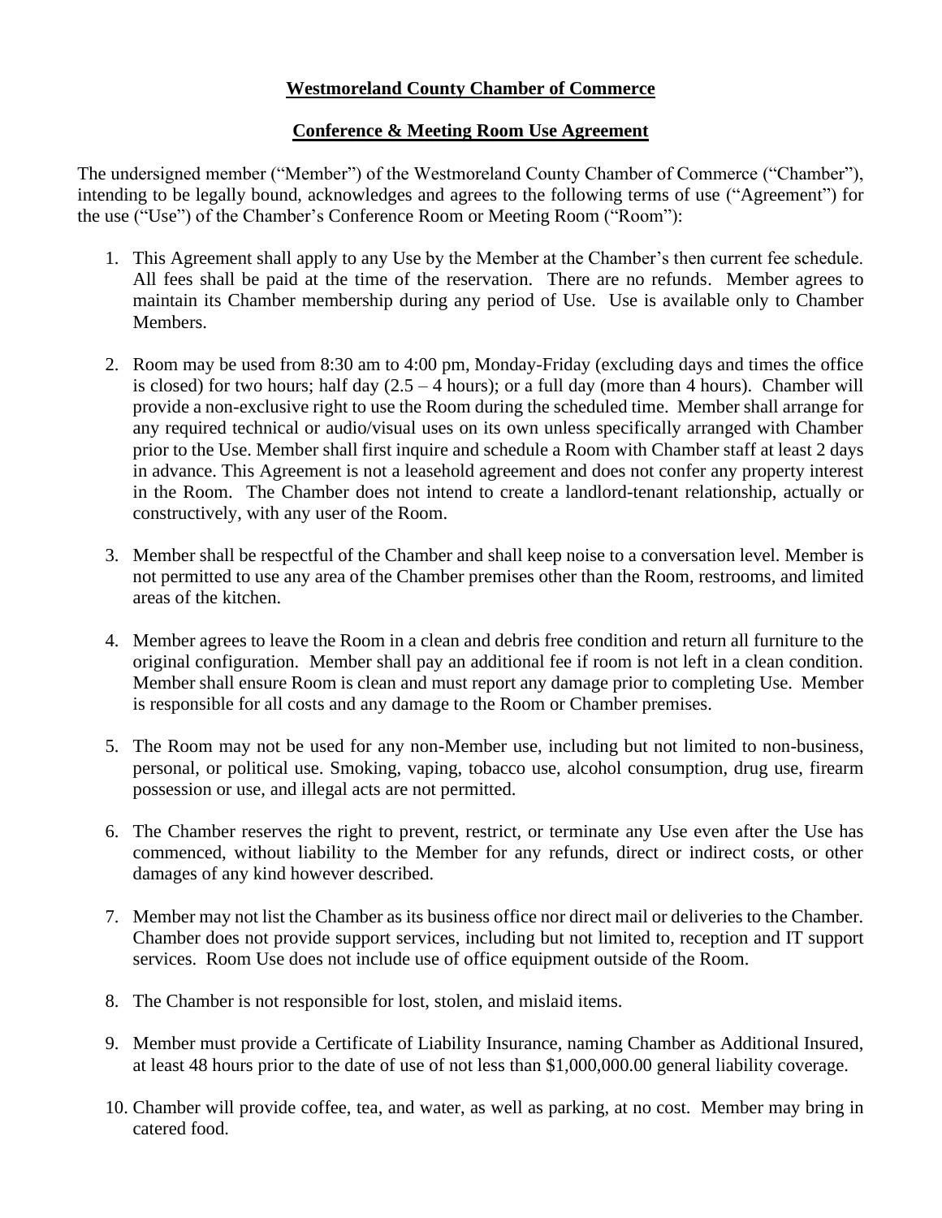**Westmoreland County Chamber of Commerce**

**Conference & Meeting Room Use Agreement**

The undersigned member ("Member") of the Westmoreland County Chamber of Commerce ("Chamber"), intending to be legally bound, acknowledges and agrees to the following terms of use ("Agreement") for the use ("Use") of the Chamber's Conference Room or Meeting Room ("Room"):

1. This Agreement shall apply to any Use by the Member at the Chamber's then current fee schedule. All fees shall be paid at the time of the reservation. There are no refunds. Member agrees to maintain its Chamber membership during any period of Use. Use is available only to Chamber Members.

2. Room may be used from 8:30 am to 4:00 pm, Monday-Friday (excluding days and times the office is closed) for two hours; half day (2.5 – 4 hours); or a full day (more than 4 hours). Chamber will provide a non-exclusive right to use the Room during the scheduled time. Member shall arrange for any required technical or audio/visual uses on its own unless specifically arranged with Chamber prior to the Use. Member shall first inquire and schedule a Room with Chamber staff at least 2 days in advance. This Agreement is not a leasehold agreement and does not confer any property interest in the Room. The Chamber does not intend to create a landlord-tenant relationship, actually or constructively, with any user of the Room.

3. Member shall be respectful of the Chamber and shall keep noise to a conversation level. Member is not permitted to use any area of the Chamber premises other than the Room, restrooms, and limited areas of the kitchen.

4. Member agrees to leave the Room in a clean and debris free condition and return all furniture to the original configuration. Member shall pay an additional fee if room is not left in a clean condition. Member shall ensure Room is clean and must report any damage prior to completing Use. Member is responsible for all costs and any damage to the Room or Chamber premises.

5. The Room may not be used for any non-Member use, including but not limited to non-business, personal, or political use. Smoking, vaping, tobacco use, alcohol consumption, drug use, firearm possession or use, and illegal acts are not permitted.

6. The Chamber reserves the right to prevent, restrict, or terminate any Use even after the Use has commenced, without liability to the Member for any refunds, direct or indirect costs, or other damages of any kind however described.

7. Member may not list the Chamber as its business office nor direct mail or deliveries to the Chamber. Chamber does not provide support services, including but not limited to, reception and IT support services. Room Use does not include use of office equipment outside of the Room.

8. The Chamber is not responsible for lost, stolen, and mislaid items.

9. Member must provide a Certificate of Liability Insurance, naming Chamber as Additional Insured, at least 48 hours prior to the date of use of not less than $1,000,000.00 general liability coverage.

10. Chamber will provide coffee, tea, and water, as well as parking, at no cost. Member may bring in catered food.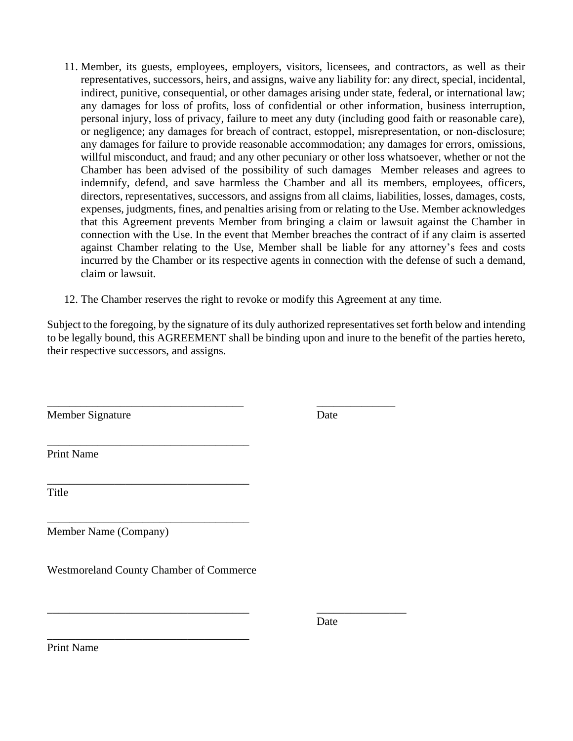11. Member, its guests, employees, employers, visitors, licensees, and contractors, as well as their representatives, successors, heirs, and assigns, waive any liability for: any direct, special, incidental, indirect, punitive, consequential, or other damages arising under state, federal, or international law; any damages for loss of profits, loss of confidential or other information, business interruption, personal injury, loss of privacy, failure to meet any duty (including good faith or reasonable care), or negligence; any damages for breach of contract, estoppel, misrepresentation, or non-disclosure; any damages for failure to provide reasonable accommodation; any damages for errors, omissions, willful misconduct, and fraud; and any other pecuniary or other loss whatsoever, whether or not the Chamber has been advised of the possibility of such damages  Member releases and agrees to indemnify, defend, and save harmless the Chamber and all its members, employees, officers, directors, representatives, successors, and assigns from all claims, liabilities, losses, damages, costs, expenses, judgments, fines, and penalties arising from or relating to the Use. Member acknowledges that this Agreement prevents Member from bringing a claim or lawsuit against the Chamber in connection with the Use. In the event that Member breaches the contract of if any claim is asserted against Chamber relating to the Use, Member shall be liable for any attorney's fees and costs incurred by the Chamber or its respective agents in connection with the defense of such a demand, claim or lawsuit.

12. The Chamber reserves the right to revoke or modify this Agreement at any time.

Subject to the foregoing, by the signature of its duly authorized representatives set forth below and intending to be legally bound, this AGREEMENT shall be binding upon and inure to the benefit of the parties hereto, their respective successors, and assigns.

___________________________________ ______________
Member Signature Date

___________________________________
Print Name

___________________________________
Title

___________________________________
Member Name (Company)

Westmoreland County Chamber of Commerce

___________________________________ ________________
Date

___________________________________
Print Name